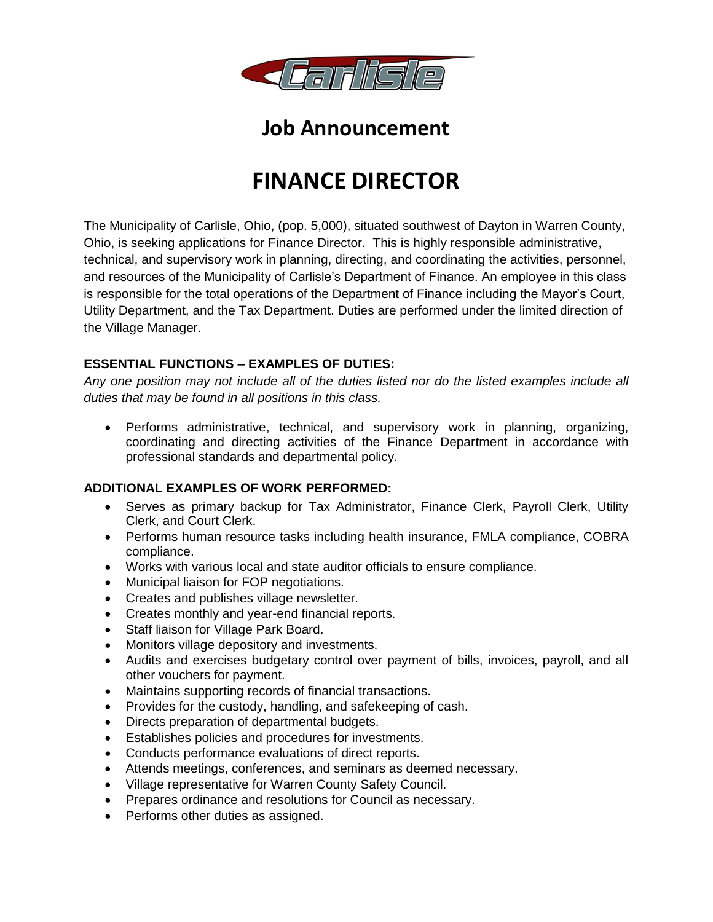Carlisle

# Job Announcement

# FINANCE DIRECTOR

The Municipality of Carlisle, Ohio, (pop. 5,000), situated southwest of Dayton in Warren County, Ohio, is seeking applications for Finance Director. This is highly responsible administrative, technical, and supervisory work in planning, directing, and coordinating the activities, personnel, and resources of the Municipality of Carlisle's Department of Finance. An employee in this class is responsible for the total operations of the Department of Finance including the Mayor's Court, Utility Department, and the Tax Department. Duties are performed under the limited direction of the Village Manager.

### ESSENTIAL FUNCTIONS – EXAMPLES OF DUTIES:

*Any one position may not include all of the duties listed nor do the listed examples include all duties that may be found in all positions in this class.*

- Performs administrative, technical, and supervisory work in planning, organizing, coordinating and directing activities of the Finance Department in accordance with professional standards and departmental policy.

### ADDITIONAL EXAMPLES OF WORK PERFORMED:

- Serves as primary backup for Tax Administrator, Finance Clerk, Payroll Clerk, Utility Clerk, and Court Clerk.
- Performs human resource tasks including health insurance, FMLA compliance, COBRA compliance.
- Works with various local and state auditor officials to ensure compliance.
- Municipal liaison for FOP negotiations.
- Creates and publishes village newsletter.
- Creates monthly and year-end financial reports.
- Staff liaison for Village Park Board.
- Monitors village depository and investments.
- Audits and exercises budgetary control over payment of bills, invoices, payroll, and all other vouchers for payment.
- Maintains supporting records of financial transactions.
- Provides for the custody, handling, and safekeeping of cash.
- Directs preparation of departmental budgets.
- Establishes policies and procedures for investments.
- Conducts performance evaluations of direct reports.
- Attends meetings, conferences, and seminars as deemed necessary.
- Village representative for Warren County Safety Council.
- Prepares ordinance and resolutions for Council as necessary.
- Performs other duties as assigned.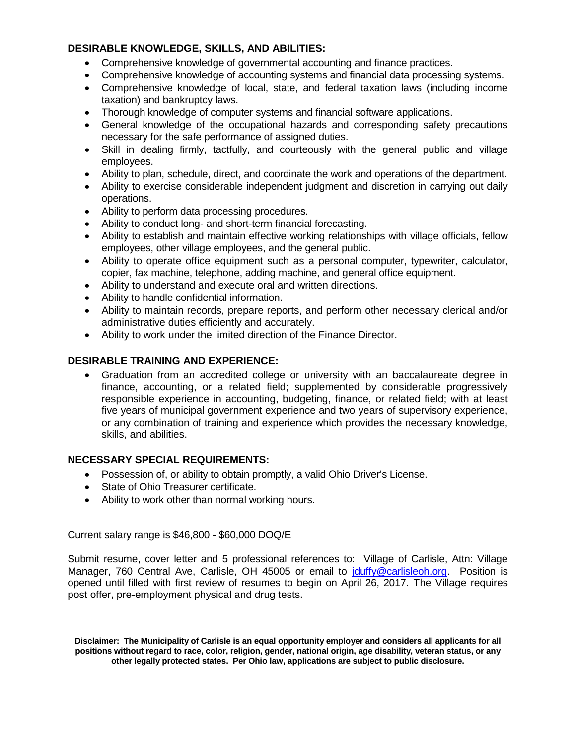## DESIRABLE KNOWLEDGE, SKILLS, AND ABILITIES:

- Comprehensive knowledge of governmental accounting and finance practices.
- Comprehensive knowledge of accounting systems and financial data processing systems.
- Comprehensive knowledge of local, state, and federal taxation laws (including income taxation) and bankruptcy laws.
- Thorough knowledge of computer systems and financial software applications.
- General knowledge of the occupational hazards and corresponding safety precautions necessary for the safe performance of assigned duties.
- Skill in dealing firmly, tactfully, and courteously with the general public and village employees.
- Ability to plan, schedule, direct, and coordinate the work and operations of the department.
- Ability to exercise considerable independent judgment and discretion in carrying out daily operations.
- Ability to perform data processing procedures.
- Ability to conduct long- and short-term financial forecasting.
- Ability to establish and maintain effective working relationships with village officials, fellow employees, other village employees, and the general public.
- Ability to operate office equipment such as a personal computer, typewriter, calculator, copier, fax machine, telephone, adding machine, and general office equipment.
- Ability to understand and execute oral and written directions.
- Ability to handle confidential information.
- Ability to maintain records, prepare reports, and perform other necessary clerical and/or administrative duties efficiently and accurately.
- Ability to work under the limited direction of the Finance Director.

## DESIRABLE TRAINING AND EXPERIENCE:

- Graduation from an accredited college or university with an baccalaureate degree in finance, accounting, or a related field; supplemented by considerable progressively responsible experience in accounting, budgeting, finance, or related field; with at least five years of municipal government experience and two years of supervisory experience, or any combination of training and experience which provides the necessary knowledge, skills, and abilities.

## NECESSARY SPECIAL REQUIREMENTS:

- Possession of, or ability to obtain promptly, a valid Ohio Driver's License.
- State of Ohio Treasurer certificate.
- Ability to work other than normal working hours.

Current salary range is $46,800 - $60,000 DOQ/E

Submit resume, cover letter and 5 professional references to: Village of Carlisle, Attn: Village Manager, 760 Central Ave, Carlisle, OH 45005 or email to jduffy@carlisleoh.org. Position is opened until filled with first review of resumes to begin on April 26, 2017. The Village requires post offer, pre-employment physical and drug tests.

**Disclaimer: The Municipality of Carlisle is an equal opportunity employer and considers all applicants for all positions without regard to race, color, religion, gender, national origin, age disability, veteran status, or any other legally protected states. Per Ohio law, applications are subject to public disclosure.**